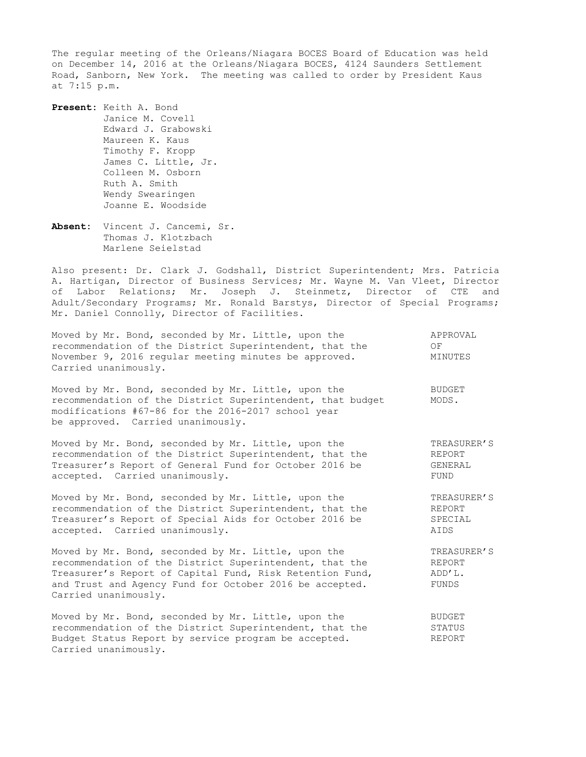The regular meeting of the Orleans/Niagara BOCES Board of Education was held on December 14, 2016 at the Orleans/Niagara BOCES, 4124 Saunders Settlement Road, Sanborn, New York. The meeting was called to order by President Kaus at 7:15 p.m.

**Present:** Keith A. Bond
Janice M. Covell
Edward J. Grabowski
Maureen K. Kaus
Timothy F. Kropp
James C. Little, Jr.
Colleen M. Osborn
Ruth A. Smith
Wendy Swearingen
Joanne E. Woodside

**Absent:** Vincent J. Cancemi, Sr.
Thomas J. Klotzbach
Marlene Seielstad

Also present: Dr. Clark J. Godshall, District Superintendent; Mrs. Patricia A. Hartigan, Director of Business Services; Mr. Wayne M. Van Vleet, Director of Labor Relations; Mr. Joseph J. Steinmetz, Director of CTE and Adult/Secondary Programs; Mr. Ronald Barstys, Director of Special Programs; Mr. Daniel Connolly, Director of Facilities.

APPROVAL OF MINUTES

Moved by Mr. Bond, seconded by Mr. Little, upon the recommendation of the District Superintendent, that the November 9, 2016 regular meeting minutes be approved. Carried unanimously.

BUDGET MODS.

Moved by Mr. Bond, seconded by Mr. Little, upon the recommendation of the District Superintendent, that budget modifications #67-86 for the 2016-2017 school year be approved. Carried unanimously.

TREASURER'S REPORT GENERAL FUND

Moved by Mr. Bond, seconded by Mr. Little, upon the recommendation of the District Superintendent, that the Treasurer's Report of General Fund for October 2016 be accepted. Carried unanimously.

TREASURER'S REPORT SPECIAL AIDS

Moved by Mr. Bond, seconded by Mr. Little, upon the recommendation of the District Superintendent, that the Treasurer's Report of Special Aids for October 2016 be accepted. Carried unanimously.

TREASURER'S REPORT ADD'L. FUNDS

Moved by Mr. Bond, seconded by Mr. Little, upon the recommendation of the District Superintendent, that the Treasurer's Report of Capital Fund, Risk Retention Fund, and Trust and Agency Fund for October 2016 be accepted. Carried unanimously.

BUDGET STATUS REPORT

Moved by Mr. Bond, seconded by Mr. Little, upon the recommendation of the District Superintendent, that the Budget Status Report by service program be accepted. Carried unanimously.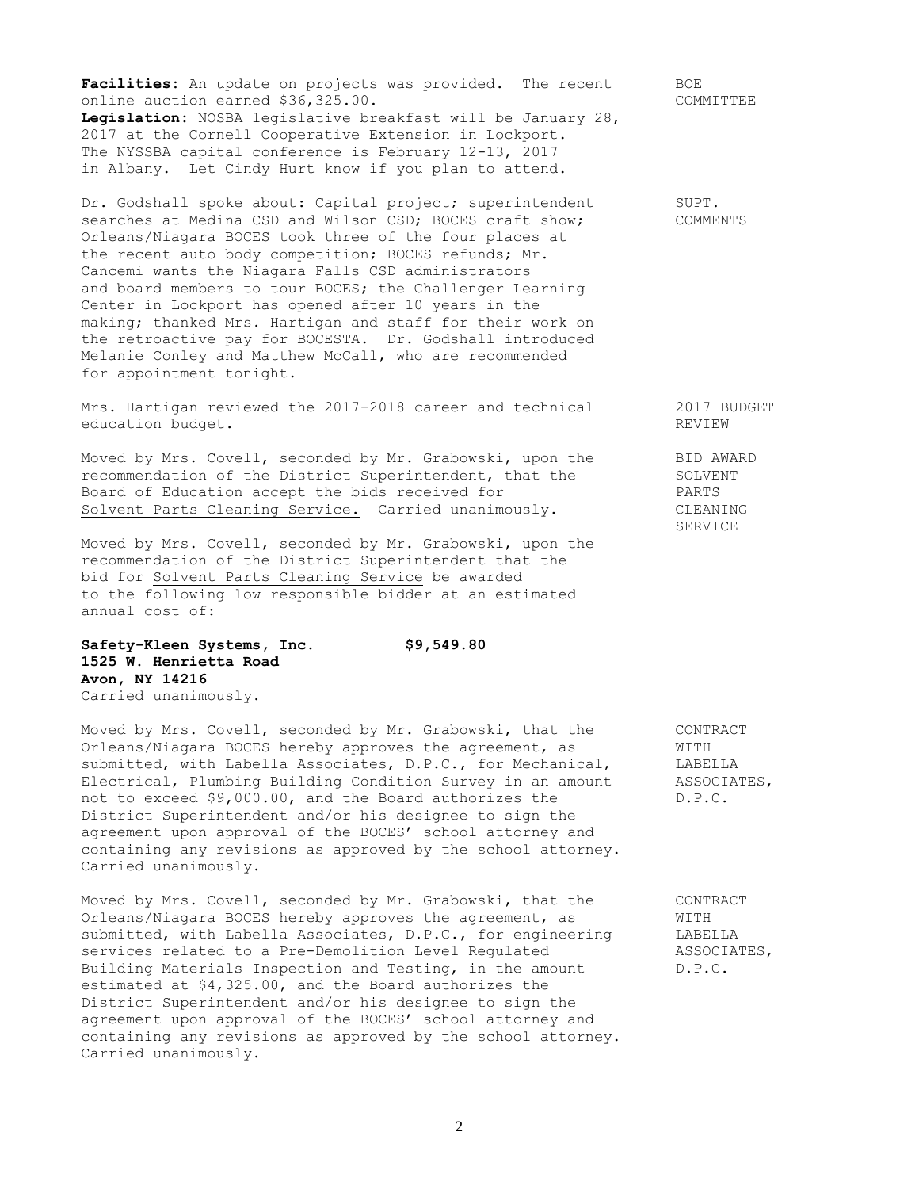**Facilities**: An update on projects was provided. The recent online auction earned $36,325.00.

**Legislation**: NOSBA legislative breakfast will be January 28, 2017 at the Cornell Cooperative Extension in Lockport. The NYSSBA capital conference is February 12-13, 2017 in Albany. Let Cindy Hurt know if you plan to attend.

BOE COMMITTEE

Dr. Godshall spoke about: Capital project; superintendent searches at Medina CSD and Wilson CSD; BOCES craft show; Orleans/Niagara BOCES took three of the four places at the recent auto body competition; BOCES refunds; Mr. Cancemi wants the Niagara Falls CSD administrators and board members to tour BOCES; the Challenger Learning Center in Lockport has opened after 10 years in the making; thanked Mrs. Hartigan and staff for their work on the retroactive pay for BOCESTA. Dr. Godshall introduced Melanie Conley and Matthew McCall, who are recommended for appointment tonight.

SUPT. COMMENTS

Mrs. Hartigan reviewed the 2017-2018 career and technical education budget.

2017 BUDGET REVIEW

Moved by Mrs. Covell, seconded by Mr. Grabowski, upon the recommendation of the District Superintendent, that the Board of Education accept the bids received for Solvent Parts Cleaning Service. Carried unanimously.

BID AWARD SOLVENT PARTS CLEANING SERVICE

Moved by Mrs. Covell, seconded by Mr. Grabowski, upon the recommendation of the District Superintendent that the bid for Solvent Parts Cleaning Service be awarded to the following low responsible bidder at an estimated annual cost of:

**Safety-Kleen Systems, Inc.** **$9,549.80**
**1525 W. Henrietta Road**
**Avon, NY 14216**
Carried unanimously.

Moved by Mrs. Covell, seconded by Mr. Grabowski, that the Orleans/Niagara BOCES hereby approves the agreement, as submitted, with Labella Associates, D.P.C., for Mechanical, Electrical, Plumbing Building Condition Survey in an amount not to exceed $9,000.00, and the Board authorizes the District Superintendent and/or his designee to sign the agreement upon approval of the BOCES' school attorney and containing any revisions as approved by the school attorney. Carried unanimously.

CONTRACT WITH LABELLA ASSOCIATES, D.P.C.

Moved by Mrs. Covell, seconded by Mr. Grabowski, that the Orleans/Niagara BOCES hereby approves the agreement, as submitted, with Labella Associates, D.P.C., for engineering services related to a Pre-Demolition Level Regulated Building Materials Inspection and Testing, in the amount estimated at $4,325.00, and the Board authorizes the District Superintendent and/or his designee to sign the agreement upon approval of the BOCES' school attorney and containing any revisions as approved by the school attorney. Carried unanimously.

CONTRACT WITH LABELLA ASSOCIATES, D.P.C.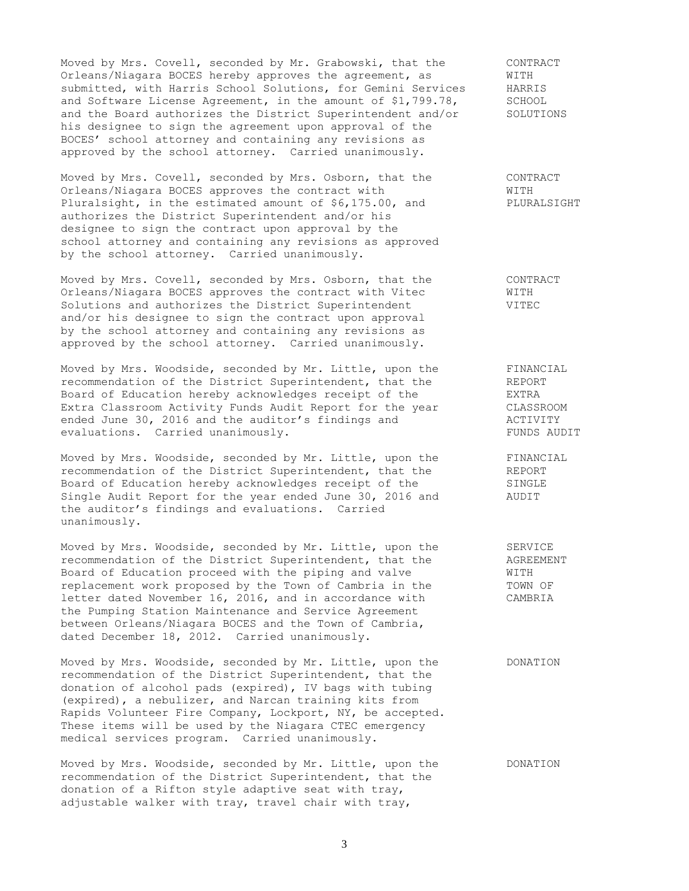Moved by Mrs. Covell, seconded by Mr. Grabowski, that the Orleans/Niagara BOCES hereby approves the agreement, as submitted, with Harris School Solutions, for Gemini Services and Software License Agreement, in the amount of $1,799.78, and the Board authorizes the District Superintendent and/or his designee to sign the agreement upon approval of the BOCES' school attorney and containing any revisions as approved by the school attorney. Carried unanimously.

**CONTRACT WITH HARRIS SCHOOL SOLUTIONS**

Moved by Mrs. Covell, seconded by Mrs. Osborn, that the Orleans/Niagara BOCES approves the contract with Pluralsight, in the estimated amount of $6,175.00, and authorizes the District Superintendent and/or his designee to sign the contract upon approval by the school attorney and containing any revisions as approved by the school attorney. Carried unanimously.

**CONTRACT WITH PLURALSIGHT**

Moved by Mrs. Covell, seconded by Mrs. Osborn, that the Orleans/Niagara BOCES approves the contract with Vitec Solutions and authorizes the District Superintendent and/or his designee to sign the contract upon approval by the school attorney and containing any revisions as approved by the school attorney. Carried unanimously.

**CONTRACT WITH VITEC**

Moved by Mrs. Woodside, seconded by Mr. Little, upon the recommendation of the District Superintendent, that the Board of Education hereby acknowledges receipt of the Extra Classroom Activity Funds Audit Report for the year ended June 30, 2016 and the auditor's findings and evaluations. Carried unanimously.

**FINANCIAL REPORT EXTRA CLASSROOM ACTIVITY FUNDS AUDIT**

Moved by Mrs. Woodside, seconded by Mr. Little, upon the recommendation of the District Superintendent, that the Board of Education hereby acknowledges receipt of the Single Audit Report for the year ended June 30, 2016 and the auditor's findings and evaluations. Carried unanimously.

**FINANCIAL REPORT SINGLE AUDIT**

Moved by Mrs. Woodside, seconded by Mr. Little, upon the recommendation of the District Superintendent, that the Board of Education proceed with the piping and valve replacement work proposed by the Town of Cambria in the letter dated November 16, 2016, and in accordance with the Pumping Station Maintenance and Service Agreement between Orleans/Niagara BOCES and the Town of Cambria, dated December 18, 2012. Carried unanimously.

**SERVICE AGREEMENT WITH TOWN OF CAMBRIA**

Moved by Mrs. Woodside, seconded by Mr. Little, upon the recommendation of the District Superintendent, that the donation of alcohol pads (expired), IV bags with tubing (expired), a nebulizer, and Narcan training kits from Rapids Volunteer Fire Company, Lockport, NY, be accepted. These items will be used by the Niagara CTEC emergency medical services program. Carried unanimously.

**DONATION**

Moved by Mrs. Woodside, seconded by Mr. Little, upon the recommendation of the District Superintendent, that the donation of a Rifton style adaptive seat with tray, adjustable walker with tray, travel chair with tray,

**DONATION**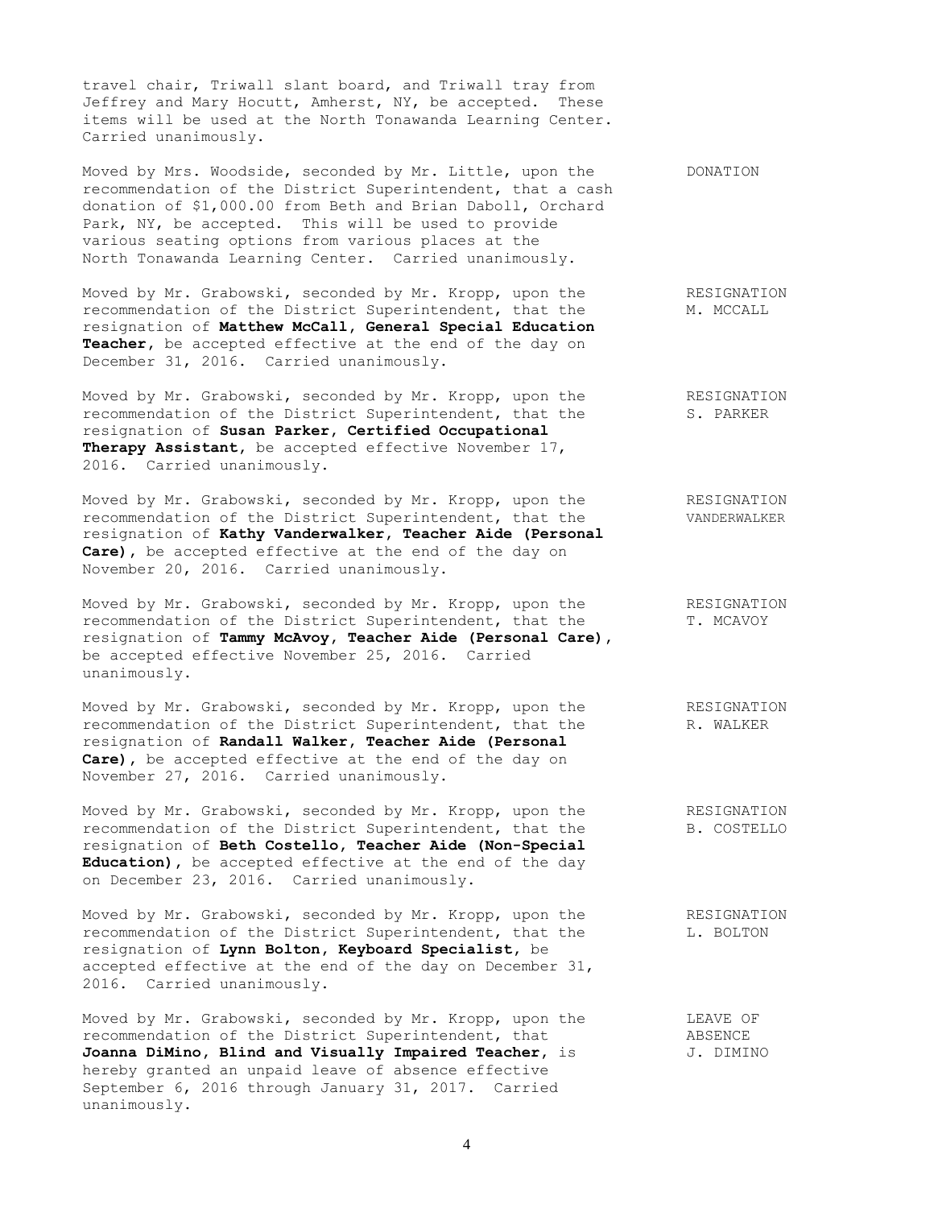travel chair, Triwall slant board, and Triwall tray from Jeffrey and Mary Hocutt, Amherst, NY, be accepted. These items will be used at the North Tonawanda Learning Center. Carried unanimously.

DONATION

Moved by Mrs. Woodside, seconded by Mr. Little, upon the recommendation of the District Superintendent, that a cash donation of $1,000.00 from Beth and Brian Daboll, Orchard Park, NY, be accepted. This will be used to provide various seating options from various places at the North Tonawanda Learning Center. Carried unanimously.

RESIGNATION M. MCCALL

Moved by Mr. Grabowski, seconded by Mr. Kropp, upon the recommendation of the District Superintendent, that the resignation of **Matthew McCall, General Special Education Teacher**, be accepted effective at the end of the day on December 31, 2016. Carried unanimously.

RESIGNATION S. PARKER

Moved by Mr. Grabowski, seconded by Mr. Kropp, upon the recommendation of the District Superintendent, that the resignation of **Susan Parker, Certified Occupational Therapy Assistant**, be accepted effective November 17, 2016. Carried unanimously.

RESIGNATION VANDERWALKER

Moved by Mr. Grabowski, seconded by Mr. Kropp, upon the recommendation of the District Superintendent, that the resignation of **Kathy Vanderwalker, Teacher Aide (Personal Care)**, be accepted effective at the end of the day on November 20, 2016. Carried unanimously.

RESIGNATION T. MCAVOY

Moved by Mr. Grabowski, seconded by Mr. Kropp, upon the recommendation of the District Superintendent, that the resignation of **Tammy McAvoy, Teacher Aide (Personal Care)**, be accepted effective November 25, 2016. Carried unanimously.

RESIGNATION R. WALKER

Moved by Mr. Grabowski, seconded by Mr. Kropp, upon the recommendation of the District Superintendent, that the resignation of **Randall Walker, Teacher Aide (Personal Care)**, be accepted effective at the end of the day on November 27, 2016. Carried unanimously.

RESIGNATION B. COSTELLO

Moved by Mr. Grabowski, seconded by Mr. Kropp, upon the recommendation of the District Superintendent, that the resignation of **Beth Costello, Teacher Aide (Non-Special Education)**, be accepted effective at the end of the day on December 23, 2016. Carried unanimously.

RESIGNATION L. BOLTON

Moved by Mr. Grabowski, seconded by Mr. Kropp, upon the recommendation of the District Superintendent, that the resignation of **Lynn Bolton, Keyboard Specialist**, be accepted effective at the end of the day on December 31, 2016. Carried unanimously.

LEAVE OF ABSENCE J. DIMINO

Moved by Mr. Grabowski, seconded by Mr. Kropp, upon the recommendation of the District Superintendent, that **Joanna DiMino, Blind and Visually Impaired Teacher**, is hereby granted an unpaid leave of absence effective September 6, 2016 through January 31, 2017. Carried unanimously.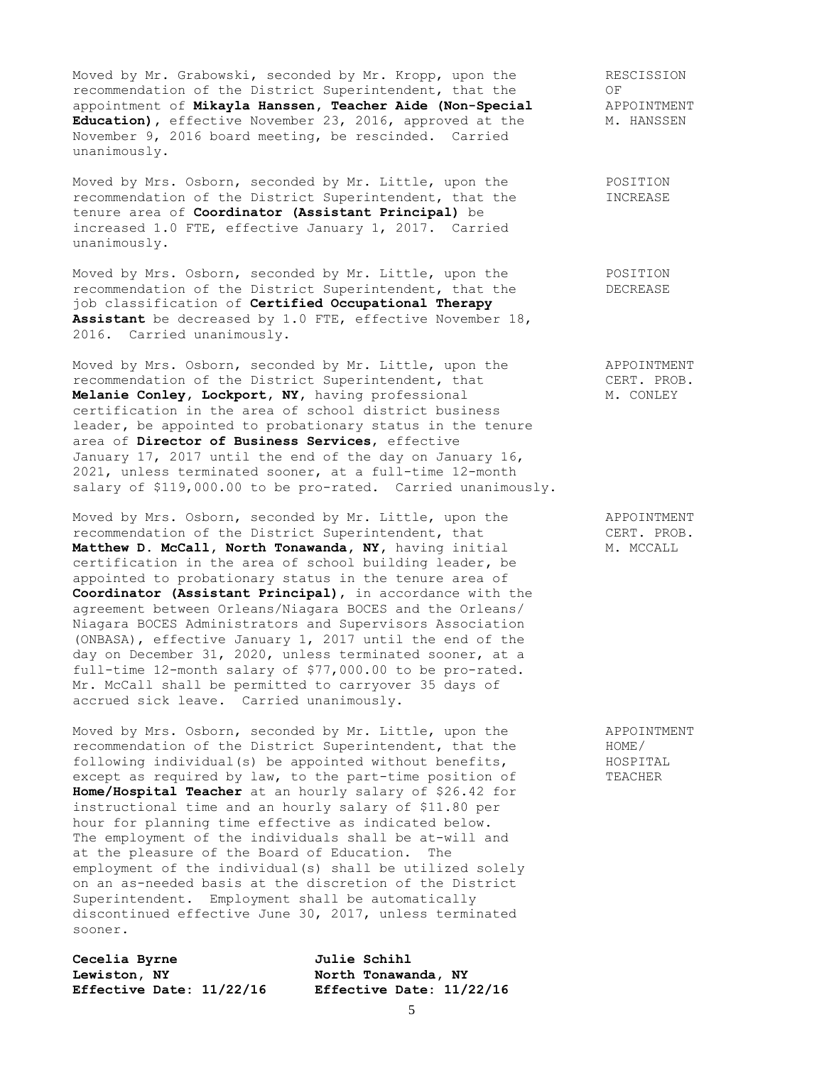Moved by Mr. Grabowski, seconded by Mr. Kropp, upon the recommendation of the District Superintendent, that the appointment of **Mikayla Hanssen, Teacher Aide (Non-Special Education)**, effective November 23, 2016, approved at the November 9, 2016 board meeting, be rescinded. Carried unanimously.

RESCISSION OF APPOINTMENT M. HANSSEN

Moved by Mrs. Osborn, seconded by Mr. Little, upon the recommendation of the District Superintendent, that the tenure area of **Coordinator (Assistant Principal)** be increased 1.0 FTE, effective January 1, 2017. Carried unanimously.

POSITION INCREASE

Moved by Mrs. Osborn, seconded by Mr. Little, upon the recommendation of the District Superintendent, that the job classification of **Certified Occupational Therapy Assistant** be decreased by 1.0 FTE, effective November 18, 2016. Carried unanimously.

POSITION DECREASE

Moved by Mrs. Osborn, seconded by Mr. Little, upon the recommendation of the District Superintendent, that **Melanie Conley, Lockport, NY**, having professional certification in the area of school district business leader, be appointed to probationary status in the tenure area of **Director of Business Services**, effective January 17, 2017 until the end of the day on January 16, 2021, unless terminated sooner, at a full-time 12-month salary of $119,000.00 to be pro-rated. Carried unanimously.

APPOINTMENT CERT. PROB. M. CONLEY

Moved by Mrs. Osborn, seconded by Mr. Little, upon the recommendation of the District Superintendent, that **Matthew D. McCall, North Tonawanda, NY**, having initial certification in the area of school building leader, be appointed to probationary status in the tenure area of **Coordinator (Assistant Principal)**, in accordance with the agreement between Orleans/Niagara BOCES and the Orleans/Niagara BOCES Administrators and Supervisors Association (ONBASA), effective January 1, 2017 until the end of the day on December 31, 2020, unless terminated sooner, at a full-time 12-month salary of $77,000.00 to be pro-rated. Mr. McCall shall be permitted to carryover 35 days of accrued sick leave. Carried unanimously.

APPOINTMENT CERT. PROB. M. MCCALL

Moved by Mrs. Osborn, seconded by Mr. Little, upon the recommendation of the District Superintendent, that the following individual(s) be appointed without benefits, except as required by law, to the part-time position of **Home/Hospital Teacher** at an hourly salary of $26.42 for instructional time and an hourly salary of $11.80 per hour for planning time effective as indicated below. The employment of the individuals shall be at-will and at the pleasure of the Board of Education. The employment of the individual(s) shall be utilized solely on an as-needed basis at the discretion of the District Superintendent. Employment shall be automatically discontinued effective June 30, 2017, unless terminated sooner.

APPOINTMENT HOME/ HOSPITAL TEACHER

**Cecelia Byrne**
**Lewiston, NY**
**Effective Date: 11/22/16**

**Julie Schihl**
**North Tonawanda, NY**
**Effective Date: 11/22/16**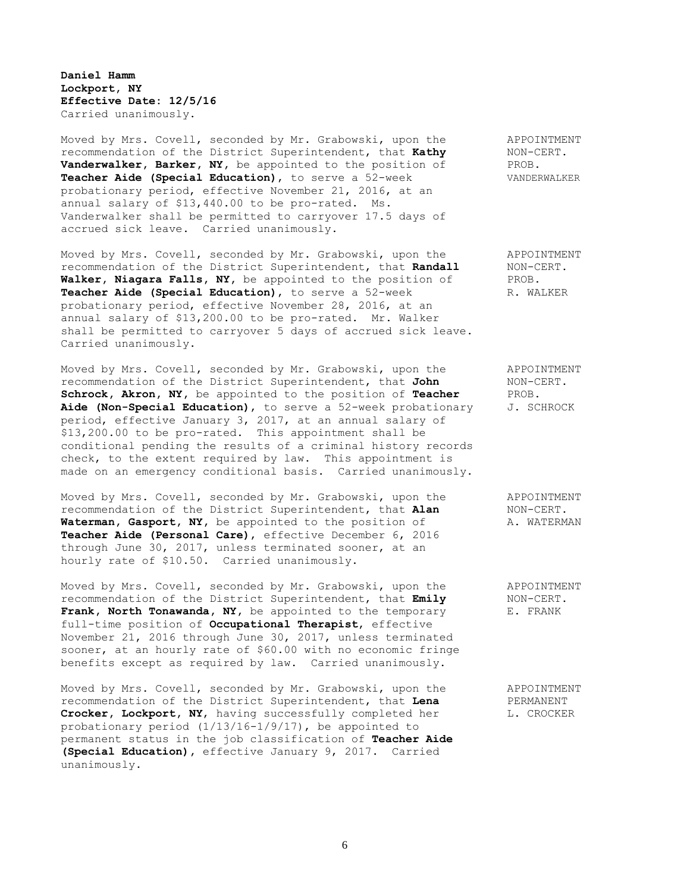**Daniel Hamm**
**Lockport, NY**
**Effective Date: 12/5/16**
Carried unanimously.

Moved by Mrs. Covell, seconded by Mr. Grabowski, upon the recommendation of the District Superintendent, that **Kathy Vanderwalker, Barker, NY**, be appointed to the position of **Teacher Aide (Special Education)**, to serve a 52-week probationary period, effective November 21, 2016, at an annual salary of $13,440.00 to be pro-rated. Ms. Vanderwalker shall be permitted to carryover 17.5 days of accrued sick leave. Carried unanimously.

APPOINTMENT
NON-CERT.
PROB.
VANDERWALKER

Moved by Mrs. Covell, seconded by Mr. Grabowski, upon the recommendation of the District Superintendent, that **Randall Walker, Niagara Falls, NY**, be appointed to the position of **Teacher Aide (Special Education)**, to serve a 52-week probationary period, effective November 28, 2016, at an annual salary of $13,200.00 to be pro-rated. Mr. Walker shall be permitted to carryover 5 days of accrued sick leave. Carried unanimously.

APPOINTMENT
NON-CERT.
PROB.
R. WALKER

Moved by Mrs. Covell, seconded by Mr. Grabowski, upon the recommendation of the District Superintendent, that **John Schrock, Akron, NY**, be appointed to the position of **Teacher Aide (Non-Special Education)**, to serve a 52-week probationary period, effective January 3, 2017, at an annual salary of $13,200.00 to be pro-rated. This appointment shall be conditional pending the results of a criminal history records check, to the extent required by law. This appointment is made on an emergency conditional basis. Carried unanimously.

APPOINTMENT
NON-CERT.
PROB.
J. SCHROCK

Moved by Mrs. Covell, seconded by Mr. Grabowski, upon the recommendation of the District Superintendent, that **Alan Waterman, Gasport, NY**, be appointed to the position of **Teacher Aide (Personal Care)**, effective December 6, 2016 through June 30, 2017, unless terminated sooner, at an hourly rate of $10.50. Carried unanimously.

APPOINTMENT
NON-CERT.
A. WATERMAN

Moved by Mrs. Covell, seconded by Mr. Grabowski, upon the recommendation of the District Superintendent, that **Emily Frank, North Tonawanda, NY**, be appointed to the temporary full-time position of **Occupational Therapist**, effective November 21, 2016 through June 30, 2017, unless terminated sooner, at an hourly rate of $60.00 with no economic fringe benefits except as required by law. Carried unanimously.

APPOINTMENT
NON-CERT.
E. FRANK

Moved by Mrs. Covell, seconded by Mr. Grabowski, upon the recommendation of the District Superintendent, that **Lena Crocker, Lockport, NY**, having successfully completed her probationary period (1/13/16-1/9/17), be appointed to permanent status in the job classification of **Teacher Aide (Special Education)**, effective January 9, 2017. Carried unanimously.

APPOINTMENT
PERMANENT
L. CROCKER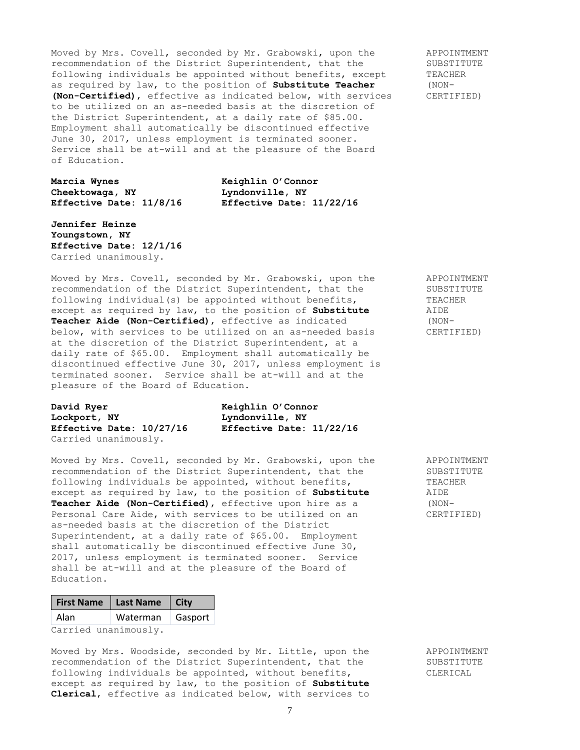Moved by Mrs. Covell, seconded by Mr. Grabowski, upon the recommendation of the District Superintendent, that the following individuals be appointed without benefits, except as required by law, to the position of **Substitute Teacher (Non-Certified)**, effective as indicated below, with services to be utilized on an as-needed basis at the discretion of the District Superintendent, at a daily rate of $85.00. Employment shall automatically be discontinued effective June 30, 2017, unless employment is terminated sooner. Service shall be at-will and at the pleasure of the Board of Education.

APPOINTMENT SUBSTITUTE TEACHER (NON-CERTIFIED)

**Marcia Wynes**
**Cheektowaga, NY**
**Effective Date: 11/8/16**

**Keighlin O'Connor**
**Lyndonville, NY**
**Effective Date: 11/22/16**

**Jennifer Heinze**
**Youngstown, NY**
**Effective Date: 12/1/16**

Carried unanimously.

Moved by Mrs. Covell, seconded by Mr. Grabowski, upon the recommendation of the District Superintendent, that the following individual(s) be appointed without benefits, except as required by law, to the position of **Substitute Teacher Aide (Non-Certified)**, effective as indicated below, with services to be utilized on an as-needed basis at the discretion of the District Superintendent, at a daily rate of $65.00. Employment shall automatically be discontinued effective June 30, 2017, unless employment is terminated sooner. Service shall be at-will and at the pleasure of the Board of Education.

APPOINTMENT SUBSTITUTE TEACHER AIDE (NON-CERTIFIED)

**David Ryer**
**Lockport, NY**
**Effective Date: 10/27/16**

**Keighlin O'Connor**
**Lyndonville, NY**
**Effective Date: 11/22/16**

Carried unanimously.

Moved by Mrs. Covell, seconded by Mr. Grabowski, upon the recommendation of the District Superintendent, that the following individuals be appointed, without benefits, except as required by law, to the position of **Substitute Teacher Aide (Non-Certified)**, effective upon hire as a Personal Care Aide, with services to be utilized on an as-needed basis at the discretion of the District Superintendent, at a daily rate of $65.00. Employment shall automatically be discontinued effective June 30, 2017, unless employment is terminated sooner. Service shall be at-will and at the pleasure of the Board of Education.

APPOINTMENT SUBSTITUTE TEACHER AIDE (NON-CERTIFIED)

| First Name | Last Name | City |
|---|---|---|
| Alan | Waterman | Gasport |

Carried unanimously.

Moved by Mrs. Woodside, seconded by Mr. Little, upon the recommendation of the District Superintendent, that the following individuals be appointed, without benefits, except as required by law, to the position of **Substitute Clerical**, effective as indicated below, with services to

APPOINTMENT SUBSTITUTE CLERICAL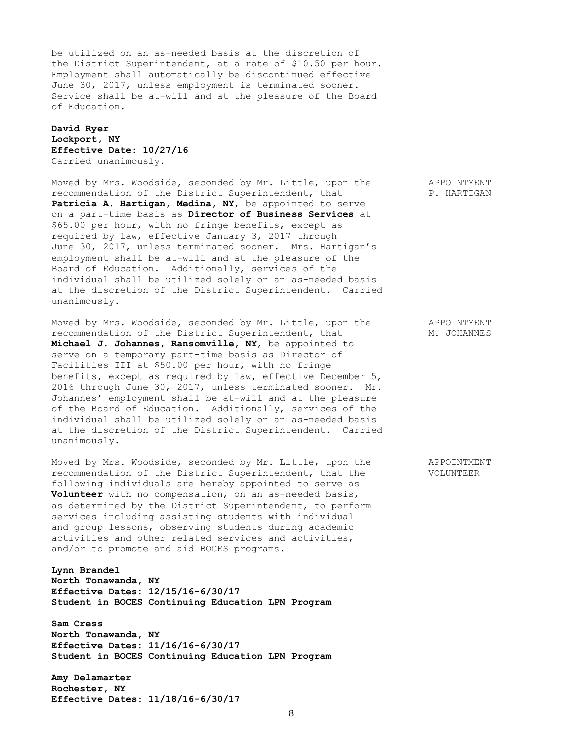be utilized on an as-needed basis at the discretion of the District Superintendent, at a rate of $10.50 per hour. Employment shall automatically be discontinued effective June 30, 2017, unless employment is terminated sooner. Service shall be at-will and at the pleasure of the Board of Education.

**David Ryer**
**Lockport, NY**
**Effective Date: 10/27/16**
Carried unanimously.

APPOINTMENT
P. HARTIGAN

Moved by Mrs. Woodside, seconded by Mr. Little, upon the recommendation of the District Superintendent, that **Patricia A. Hartigan, Medina, NY**, be appointed to serve on a part-time basis as **Director of Business Services** at $65.00 per hour, with no fringe benefits, except as required by law, effective January 3, 2017 through June 30, 2017, unless terminated sooner. Mrs. Hartigan's employment shall be at-will and at the pleasure of the Board of Education. Additionally, services of the individual shall be utilized solely on an as-needed basis at the discretion of the District Superintendent. Carried unanimously.

APPOINTMENT
M. JOHANNES

Moved by Mrs. Woodside, seconded by Mr. Little, upon the recommendation of the District Superintendent, that **Michael J. Johannes, Ransomville, NY**, be appointed to serve on a temporary part-time basis as Director of Facilities III at $50.00 per hour, with no fringe benefits, except as required by law, effective December 5, 2016 through June 30, 2017, unless terminated sooner. Mr. Johannes' employment shall be at-will and at the pleasure of the Board of Education. Additionally, services of the individual shall be utilized solely on an as-needed basis at the discretion of the District Superintendent. Carried unanimously.

APPOINTMENT
VOLUNTEER

Moved by Mrs. Woodside, seconded by Mr. Little, upon the recommendation of the District Superintendent, that the following individuals are hereby appointed to serve as **Volunteer** with no compensation, on an as-needed basis, as determined by the District Superintendent, to perform services including assisting students with individual and group lessons, observing students during academic activities and other related services and activities, and/or to promote and aid BOCES programs.

**Lynn Brandel**
**North Tonawanda, NY**
**Effective Dates: 12/15/16-6/30/17**
**Student in BOCES Continuing Education LPN Program**

**Sam Cress**
**North Tonawanda, NY**
**Effective Dates: 11/16/16-6/30/17**
**Student in BOCES Continuing Education LPN Program**

**Amy Delamarter**
**Rochester, NY**
**Effective Dates: 11/18/16-6/30/17**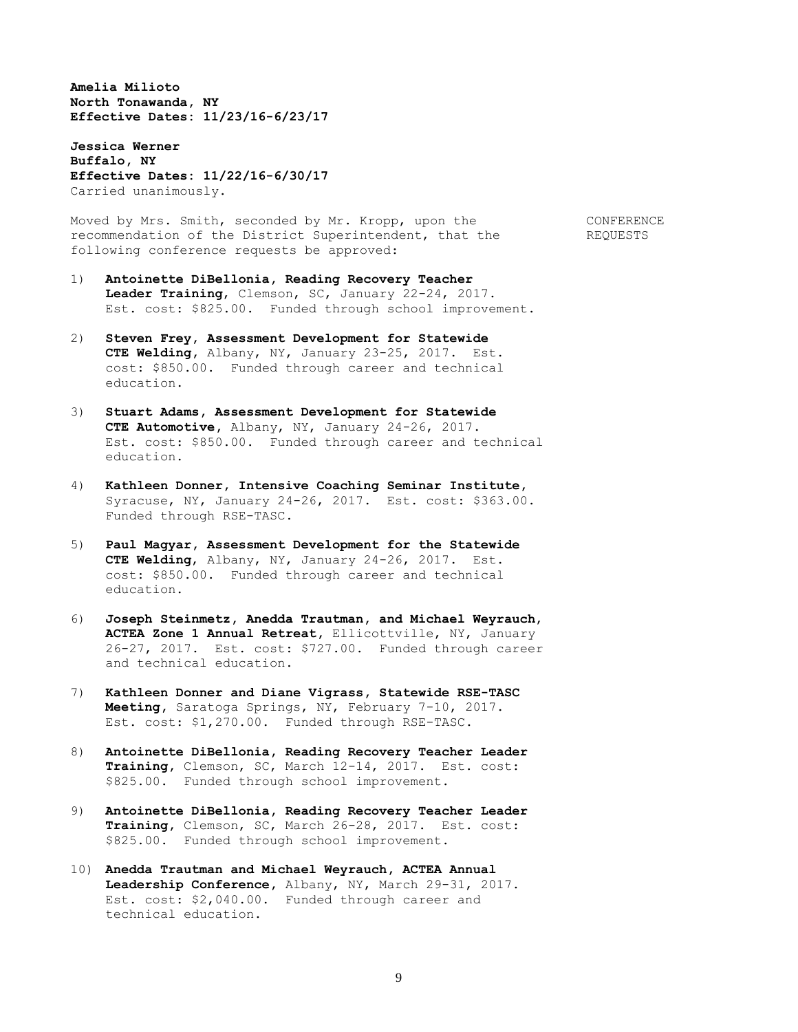**Amelia Milioto**
**North Tonawanda, NY**
**Effective Dates: 11/23/16-6/23/17**

**Jessica Werner**
**Buffalo, NY**
**Effective Dates: 11/22/16-6/30/17**
Carried unanimously.

CONFERENCE REQUESTS

Moved by Mrs. Smith, seconded by Mr. Kropp, upon the recommendation of the District Superintendent, that the following conference requests be approved:

1) **Antoinette DiBellonia, Reading Recovery Teacher Leader Training**, Clemson, SC, January 22-24, 2017. Est. cost: $825.00. Funded through school improvement.

2) **Steven Frey, Assessment Development for Statewide CTE Welding**, Albany, NY, January 23-25, 2017. Est. cost: $850.00. Funded through career and technical education.

3) **Stuart Adams, Assessment Development for Statewide CTE Automotive**, Albany, NY, January 24-26, 2017. Est. cost: $850.00. Funded through career and technical education.

4) **Kathleen Donner, Intensive Coaching Seminar Institute**, Syracuse, NY, January 24-26, 2017. Est. cost: $363.00. Funded through RSE-TASC.

5) **Paul Magyar, Assessment Development for the Statewide CTE Welding**, Albany, NY, January 24-26, 2017. Est. cost: $850.00. Funded through career and technical education.

6) **Joseph Steinmetz, Anedda Trautman, and Michael Weyrauch, ACTEA Zone 1 Annual Retreat**, Ellicottville, NY, January 26-27, 2017. Est. cost: $727.00. Funded through career and technical education.

7) **Kathleen Donner and Diane Vigrass, Statewide RSE-TASC Meeting**, Saratoga Springs, NY, February 7-10, 2017. Est. cost: $1,270.00. Funded through RSE-TASC.

8) **Antoinette DiBellonia, Reading Recovery Teacher Leader Training**, Clemson, SC, March 12-14, 2017. Est. cost: $825.00. Funded through school improvement.

9) **Antoinette DiBellonia, Reading Recovery Teacher Leader Training**, Clemson, SC, March 26-28, 2017. Est. cost: $825.00. Funded through school improvement.

10) **Anedda Trautman and Michael Weyrauch, ACTEA Annual Leadership Conference**, Albany, NY, March 29-31, 2017. Est. cost: $2,040.00. Funded through career and technical education.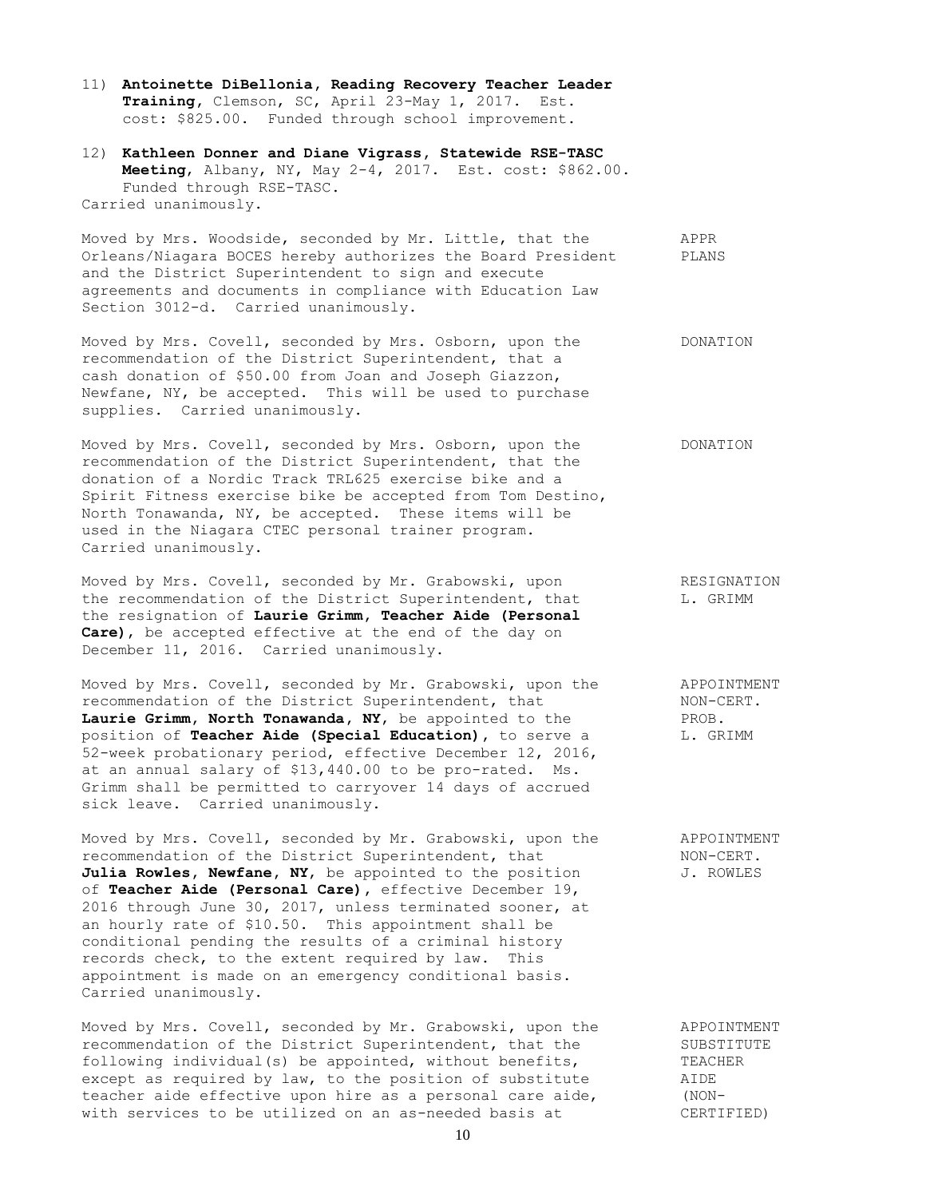11) **Antoinette DiBellonia, Reading Recovery Teacher Leader Training**, Clemson, SC, April 23-May 1, 2017. Est. cost: $825.00. Funded through school improvement.

12) **Kathleen Donner and Diane Vigrass, Statewide RSE-TASC Meeting**, Albany, NY, May 2-4, 2017. Est. cost: $862.00. Funded through RSE-TASC.

Carried unanimously.

APPR PLANS

Moved by Mrs. Woodside, seconded by Mr. Little, that the Orleans/Niagara BOCES hereby authorizes the Board President and the District Superintendent to sign and execute agreements and documents in compliance with Education Law Section 3012-d. Carried unanimously.

DONATION

Moved by Mrs. Covell, seconded by Mrs. Osborn, upon the recommendation of the District Superintendent, that a cash donation of $50.00 from Joan and Joseph Giazzon, Newfane, NY, be accepted. This will be used to purchase supplies. Carried unanimously.

DONATION

Moved by Mrs. Covell, seconded by Mrs. Osborn, upon the recommendation of the District Superintendent, that the donation of a Nordic Track TRL625 exercise bike and a Spirit Fitness exercise bike be accepted from Tom Destino, North Tonawanda, NY, be accepted. These items will be used in the Niagara CTEC personal trainer program. Carried unanimously.

RESIGNATION L. GRIMM

Moved by Mrs. Covell, seconded by Mr. Grabowski, upon the recommendation of the District Superintendent, that the resignation of **Laurie Grimm, Teacher Aide (Personal Care)**, be accepted effective at the end of the day on December 11, 2016. Carried unanimously.

APPOINTMENT NON-CERT. PROB. L. GRIMM

Moved by Mrs. Covell, seconded by Mr. Grabowski, upon the recommendation of the District Superintendent, that **Laurie Grimm, North Tonawanda, NY**, be appointed to the position of **Teacher Aide (Special Education)**, to serve a 52-week probationary period, effective December 12, 2016, at an annual salary of $13,440.00 to be pro-rated. Ms. Grimm shall be permitted to carryover 14 days of accrued sick leave. Carried unanimously.

APPOINTMENT NON-CERT. J. ROWLES

Moved by Mrs. Covell, seconded by Mr. Grabowski, upon the recommendation of the District Superintendent, that **Julia Rowles, Newfane, NY**, be appointed to the position of **Teacher Aide (Personal Care)**, effective December 19, 2016 through June 30, 2017, unless terminated sooner, at an hourly rate of $10.50. This appointment shall be conditional pending the results of a criminal history records check, to the extent required by law. This appointment is made on an emergency conditional basis. Carried unanimously.

APPOINTMENT SUBSTITUTE TEACHER AIDE (NON-CERTIFIED)

Moved by Mrs. Covell, seconded by Mr. Grabowski, upon the recommendation of the District Superintendent, that the following individual(s) be appointed, without benefits, except as required by law, to the position of substitute teacher aide effective upon hire as a personal care aide, with services to be utilized on an as-needed basis at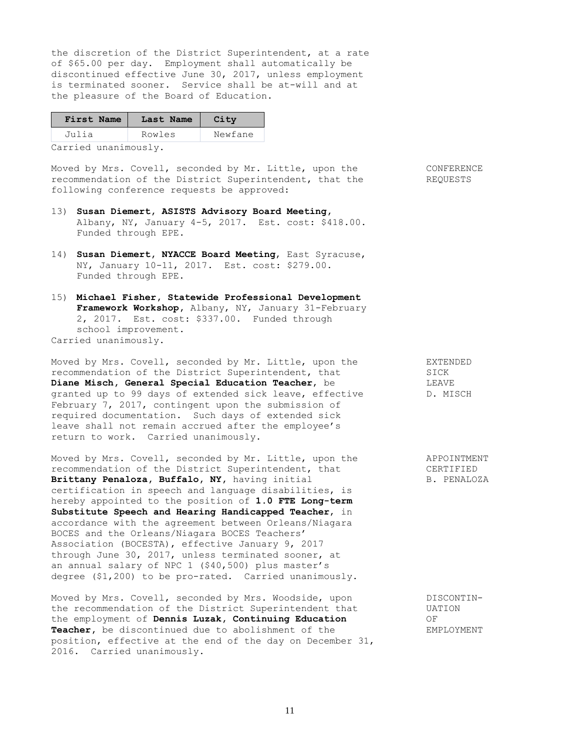the discretion of the District Superintendent, at a rate of $65.00 per day. Employment shall automatically be discontinued effective June 30, 2017, unless employment is terminated sooner. Service shall be at-will and at the pleasure of the Board of Education.

| First Name | Last Name | City |
|---|---|---|
| Julia | Rowles | Newfane |

Carried unanimously.

CONFERENCE REQUESTS

Moved by Mrs. Covell, seconded by Mr. Little, upon the recommendation of the District Superintendent, that the following conference requests be approved:

13) **Susan Diemert, ASISTS Advisory Board Meeting**, Albany, NY, January 4-5, 2017. Est. cost: $418.00. Funded through EPE.

14) **Susan Diemert, NYACCE Board Meeting**, East Syracuse, NY, January 10-11, 2017. Est. cost: $279.00. Funded through EPE.

15) **Michael Fisher, Statewide Professional Development Framework Workshop**, Albany, NY, January 31-February 2, 2017. Est. cost: $337.00. Funded through school improvement.

Carried unanimously.

EXTENDED SICK LEAVE D. MISCH

Moved by Mrs. Covell, seconded by Mr. Little, upon the recommendation of the District Superintendent, that **Diane Misch, General Special Education Teacher**, be granted up to 99 days of extended sick leave, effective February 7, 2017, contingent upon the submission of required documentation. Such days of extended sick leave shall not remain accrued after the employee's return to work. Carried unanimously.

APPOINTMENT CERTIFIED B. PENALOZA

Moved by Mrs. Covell, seconded by Mr. Little, upon the recommendation of the District Superintendent, that **Brittany Penaloza, Buffalo, NY,** having initial certification in speech and language disabilities, is hereby appointed to the position of **1.0 FTE Long-term Substitute Speech and Hearing Handicapped Teacher**, in accordance with the agreement between Orleans/Niagara BOCES and the Orleans/Niagara BOCES Teachers' Association (BOCESTA), effective January 9, 2017 through June 30, 2017, unless terminated sooner, at an annual salary of NPC 1 ($40,500) plus master's degree ($1,200) to be pro-rated. Carried unanimously.

DISCONTINUATION OF EMPLOYMENT

Moved by Mrs. Covell, seconded by Mrs. Woodside, upon the recommendation of the District Superintendent that the employment of **Dennis Luzak, Continuing Education Teacher**, be discontinued due to abolishment of the position, effective at the end of the day on December 31, 2016. Carried unanimously.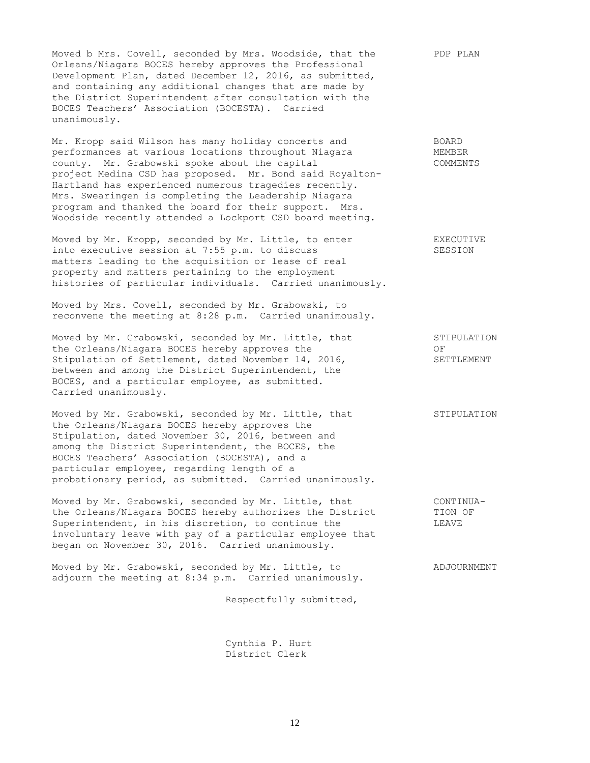Moved b Mrs. Covell, seconded by Mrs. Woodside, that the Orleans/Niagara BOCES hereby approves the Professional Development Plan, dated December 12, 2016, as submitted, and containing any additional changes that are made by the District Superintendent after consultation with the BOCES Teachers' Association (BOCESTA). Carried unanimously.

PDP PLAN

Mr. Kropp said Wilson has many holiday concerts and performances at various locations throughout Niagara county. Mr. Grabowski spoke about the capital project Medina CSD has proposed. Mr. Bond said Royalton-Hartland has experienced numerous tragedies recently. Mrs. Swearingen is completing the Leadership Niagara program and thanked the board for their support. Mrs. Woodside recently attended a Lockport CSD board meeting.

BOARD MEMBER COMMENTS

Moved by Mr. Kropp, seconded by Mr. Little, to enter into executive session at 7:55 p.m. to discuss matters leading to the acquisition or lease of real property and matters pertaining to the employment histories of particular individuals. Carried unanimously.

EXECUTIVE SESSION

Moved by Mrs. Covell, seconded by Mr. Grabowski, to reconvene the meeting at 8:28 p.m. Carried unanimously.

Moved by Mr. Grabowski, seconded by Mr. Little, that the Orleans/Niagara BOCES hereby approves the Stipulation of Settlement, dated November 14, 2016, between and among the District Superintendent, the BOCES, and a particular employee, as submitted. Carried unanimously.

STIPULATION OF SETTLEMENT

Moved by Mr. Grabowski, seconded by Mr. Little, that the Orleans/Niagara BOCES hereby approves the Stipulation, dated November 30, 2016, between and among the District Superintendent, the BOCES, the BOCES Teachers' Association (BOCESTA), and a particular employee, regarding length of a probationary period, as submitted. Carried unanimously.

STIPULATION

Moved by Mr. Grabowski, seconded by Mr. Little, that the Orleans/Niagara BOCES hereby authorizes the District Superintendent, in his discretion, to continue the involuntary leave with pay of a particular employee that began on November 30, 2016. Carried unanimously.

CONTINUATION OF LEAVE

Moved by Mr. Grabowski, seconded by Mr. Little, to adjourn the meeting at 8:34 p.m. Carried unanimously.

ADJOURNMENT

Respectfully submitted,

Cynthia P. Hurt
District Clerk